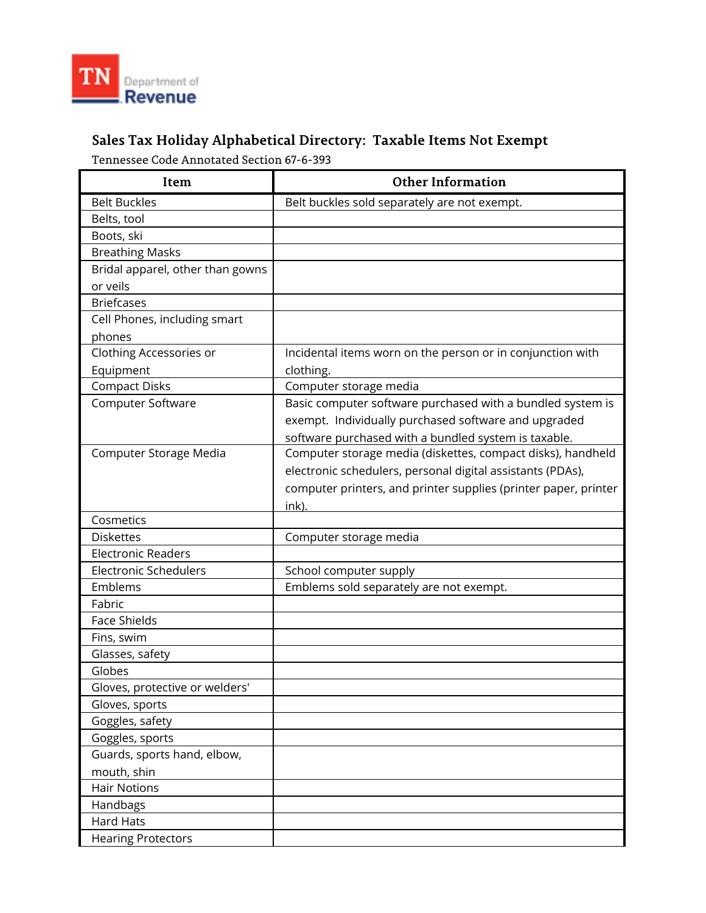TN Department of Revenue

## Sales Tax Holiday Alphabetical Directory: Taxable Items Not Exempt

Tennessee Code Annotated Section 67-6-393

| Item | Other Information |
|---|---|
| Belt Buckles | Belt buckles sold separately are not exempt. |
| Belts, tool | |
| Boots, ski | |
| Breathing Masks | |
| Bridal apparel, other than gowns or veils | |
| Briefcases | |
| Cell Phones, including smart phones | |
| Clothing Accessories or Equipment | Incidental items worn on the person or in conjunction with clothing. |
| Compact Disks | Computer storage media |
| Computer Software | Basic computer software purchased with a bundled system is exempt. Individually purchased software and upgraded software purchased with a bundled system is taxable. |
| Computer Storage Media | Computer storage media (diskettes, compact disks), handheld electronic schedulers, personal digital assistants (PDAs), computer printers, and printer supplies (printer paper, printer ink). |
| Cosmetics | |
| Diskettes | Computer storage media |
| Electronic Readers | |
| Electronic Schedulers | School computer supply |
| Emblems | Emblems sold separately are not exempt. |
| Fabric | |
| Face Shields | |
| Fins, swim | |
| Glasses, safety | |
| Globes | |
| Gloves, protective or welders' | |
| Gloves, sports | |
| Goggles, safety | |
| Goggles, sports | |
| Guards, sports hand, elbow, mouth, shin | |
| Hair Notions | |
| Handbags | |
| Hard Hats | |
| Hearing Protectors | |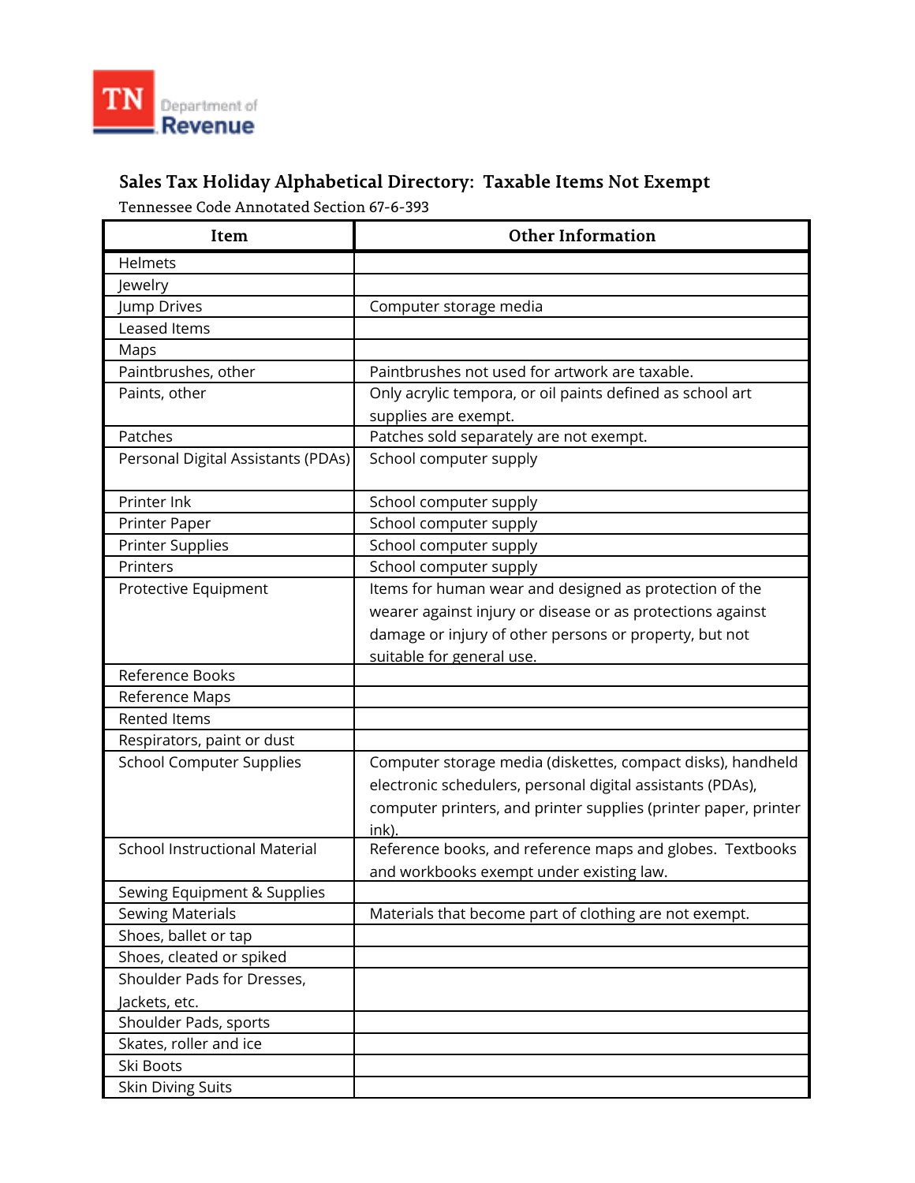TN Department of Revenue

## Sales Tax Holiday Alphabetical Directory: Taxable Items Not Exempt

Tennessee Code Annotated Section 67-6-393

| Item | Other Information |
|---|---|
| Helmets | |
| Jewelry | |
| Jump Drives | Computer storage media |
| Leased Items | |
| Maps | |
| Paintbrushes, other | Paintbrushes not used for artwork are taxable. |
| Paints, other | Only acrylic tempora, or oil paints defined as school art supplies are exempt. |
| Patches | Patches sold separately are not exempt. |
| Personal Digital Assistants (PDAs) | School computer supply |
| Printer Ink | School computer supply |
| Printer Paper | School computer supply |
| Printer Supplies | School computer supply |
| Printers | School computer supply |
| Protective Equipment | Items for human wear and designed as protection of the wearer against injury or disease or as protections against damage or injury of other persons or property, but not suitable for general use. |
| Reference Books | |
| Reference Maps | |
| Rented Items | |
| Respirators, paint or dust | |
| School Computer Supplies | Computer storage media (diskettes, compact disks), handheld electronic schedulers, personal digital assistants (PDAs), computer printers, and printer supplies (printer paper, printer ink). |
| School Instructional Material | Reference books, and reference maps and globes. Textbooks and workbooks exempt under existing law. |
| Sewing Equipment & Supplies | |
| Sewing Materials | Materials that become part of clothing are not exempt. |
| Shoes, ballet or tap | |
| Shoes, cleated or spiked | |
| Shoulder Pads for Dresses, Jackets, etc. | |
| Shoulder Pads, sports | |
| Skates, roller and ice | |
| Ski Boots | |
| Skin Diving Suits | |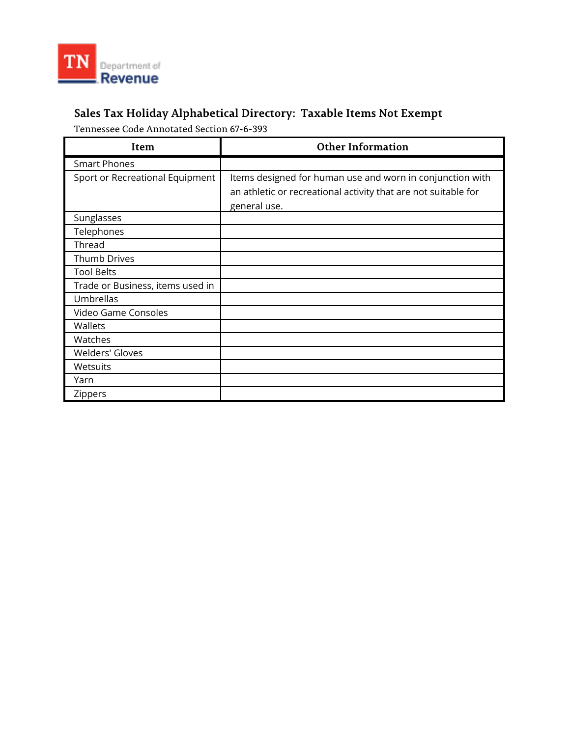TN Department of Revenue

## Sales Tax Holiday Alphabetical Directory: Taxable Items Not Exempt

Tennessee Code Annotated Section 67-6-393

| Item | Other Information |
|---|---|
| Smart Phones | |
| Sport or Recreational Equipment | Items designed for human use and worn in conjunction with an athletic or recreational activity that are not suitable for general use. |
| Sunglasses | |
| Telephones | |
| Thread | |
| Thumb Drives | |
| Tool Belts | |
| Trade or Business, items used in | |
| Umbrellas | |
| Video Game Consoles | |
| Wallets | |
| Watches | |
| Welders' Gloves | |
| Wetsuits | |
| Yarn | |
| Zippers | |